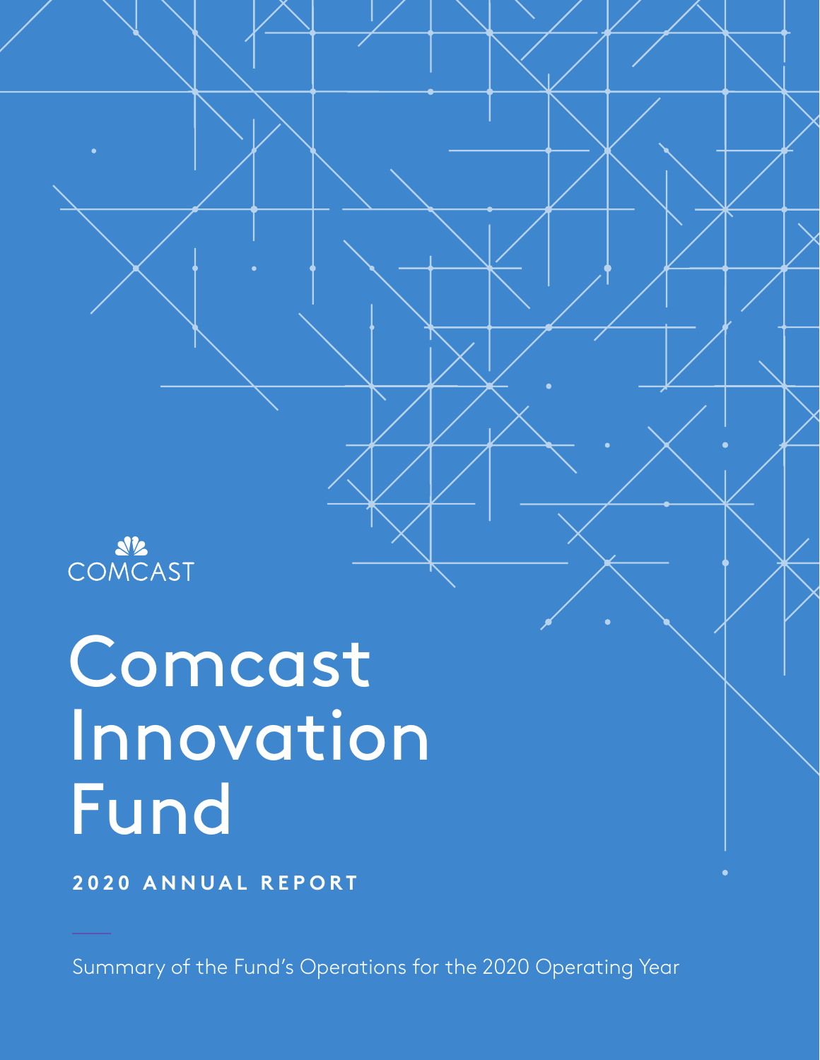COMCAST

# Comcast Innovation Fund

**2020 ANNUAL REPORT**

Summary of the Fund's Operations for the 2020 Operating Year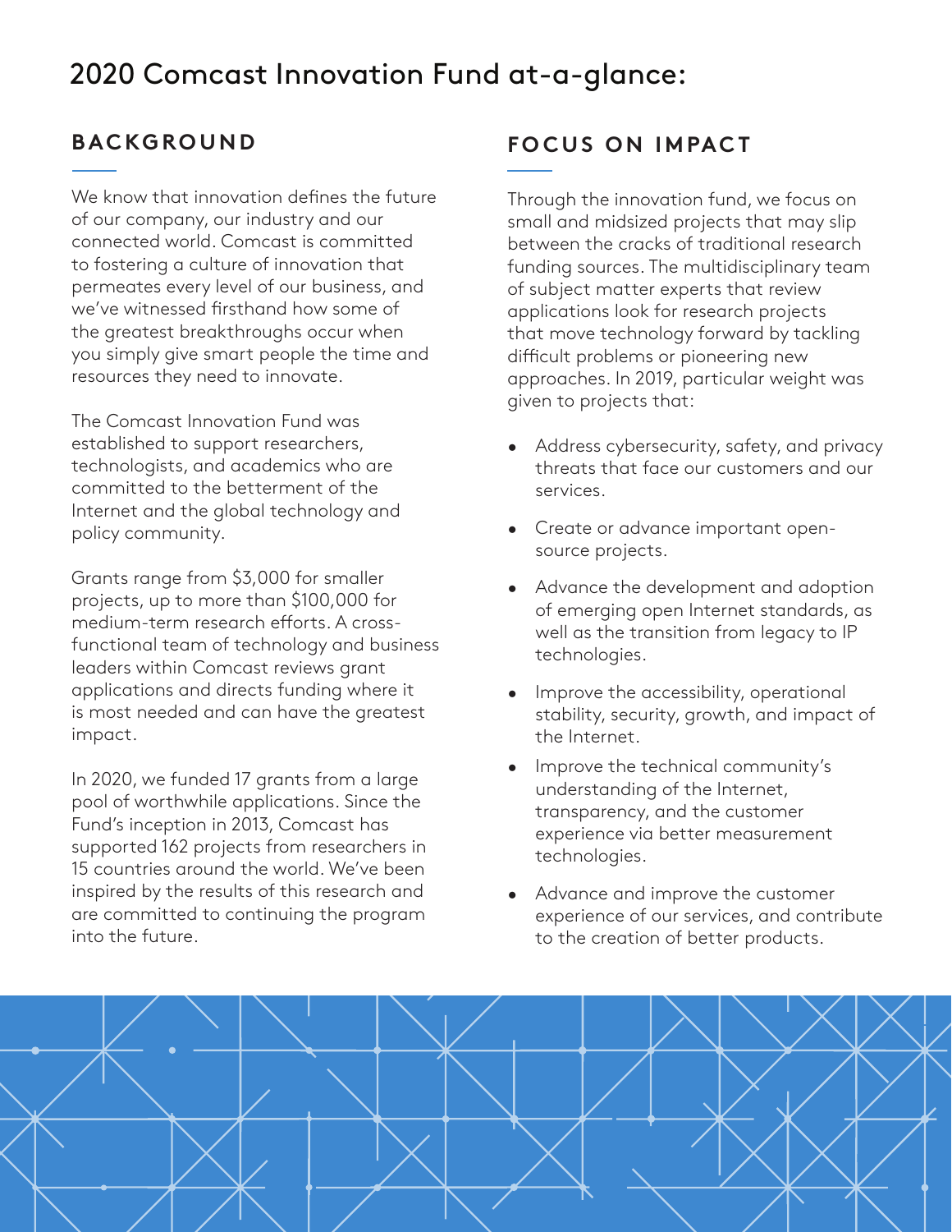# 2020 Comcast Innovation Fund at-a-glance:

## BACKGROUND

We know that innovation defines the future of our company, our industry and our connected world. Comcast is committed to fostering a culture of innovation that permeates every level of our business, and we've witnessed firsthand how some of the greatest breakthroughs occur when you simply give smart people the time and resources they need to innovate.

The Comcast Innovation Fund was established to support researchers, technologists, and academics who are committed to the betterment of the Internet and the global technology and policy community.

Grants range from $3,000 for smaller projects, up to more than $100,000 for medium-term research efforts. A cross-functional team of technology and business leaders within Comcast reviews grant applications and directs funding where it is most needed and can have the greatest impact.

In 2020, we funded 17 grants from a large pool of worthwhile applications. Since the Fund's inception in 2013, Comcast has supported 162 projects from researchers in 15 countries around the world. We've been inspired by the results of this research and are committed to continuing the program into the future.

## FOCUS ON IMPACT

Through the innovation fund, we focus on small and midsized projects that may slip between the cracks of traditional research funding sources. The multidisciplinary team of subject matter experts that review applications look for research projects that move technology forward by tackling difficult problems or pioneering new approaches. In 2019, particular weight was given to projects that:

- Address cybersecurity, safety, and privacy threats that face our customers and our services.
- Create or advance important open-source projects.
- Advance the development and adoption of emerging open Internet standards, as well as the transition from legacy to IP technologies.
- Improve the accessibility, operational stability, security, growth, and impact of the Internet.
- Improve the technical community's understanding of the Internet, transparency, and the customer experience via better measurement technologies.
- Advance and improve the customer experience of our services, and contribute to the creation of better products.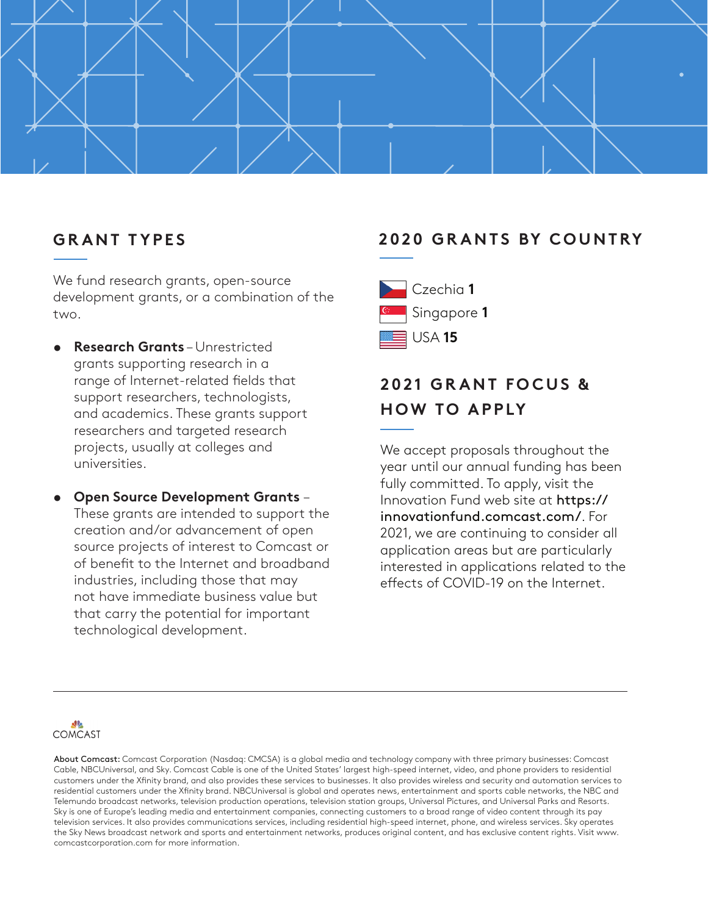## GRANT TYPES

We fund research grants, open-source development grants, or a combination of the two.

- **Research Grants** – Unrestricted grants supporting research in a range of Internet-related fields that support researchers, technologists, and academics. These grants support researchers and targeted research projects, usually at colleges and universities.
- **Open Source Development Grants** – These grants are intended to support the creation and/or advancement of open source projects of interest to Comcast or of benefit to the Internet and broadband industries, including those that may not have immediate business value but that carry the potential for important technological development.

## 2020 GRANTS BY COUNTRY

- Czechia **1**
- Singapore **1**
- USA **15**

## 2021 GRANT FOCUS & HOW TO APPLY

We accept proposals throughout the year until our annual funding has been fully committed. To apply, visit the Innovation Fund web site at **https://innovationfund.comcast.com/**. For 2021, we are continuing to consider all application areas but are particularly interested in applications related to the effects of COVID-19 on the Internet.

---

COMCAST

**About Comcast:** Comcast Corporation (Nasdaq: CMCSA) is a global media and technology company with three primary businesses: Comcast Cable, NBCUniversal, and Sky. Comcast Cable is one of the United States' largest high-speed internet, video, and phone providers to residential customers under the Xfinity brand, and also provides these services to businesses. It also provides wireless and security and automation services to residential customers under the Xfinity brand. NBCUniversal is global and operates news, entertainment and sports cable networks, the NBC and Telemundo broadcast networks, television production operations, television station groups, Universal Pictures, and Universal Parks and Resorts. Sky is one of Europe's leading media and entertainment companies, connecting customers to a broad range of video content through its pay television services. It also provides communications services, including residential high-speed internet, phone, and wireless services. Sky operates the Sky News broadcast network and sports and entertainment networks, produces original content, and has exclusive content rights. Visit www.comcastcorporation.com for more information.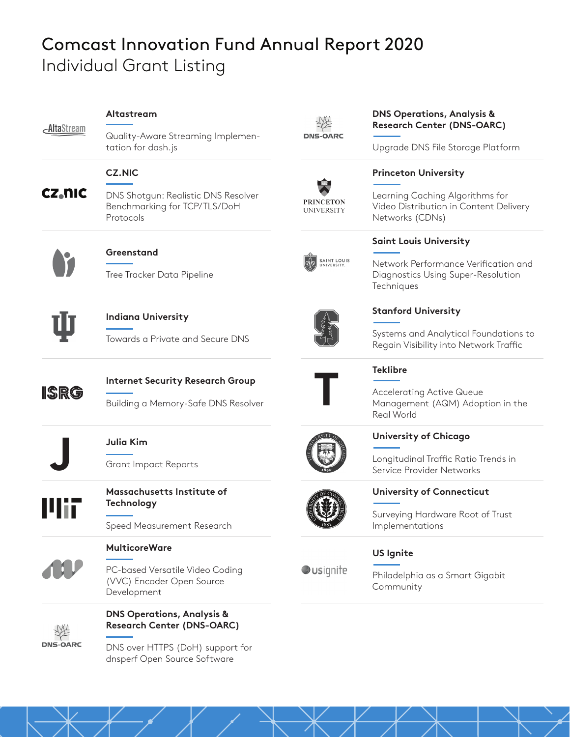# Comcast Innovation Fund Annual Report 2020

## Individual Grant Listing

**Altastream**

Quality-Aware Streaming Implementation for dash.js

**CZ.NIC**

DNS Shotgun: Realistic DNS Resolver Benchmarking for TCP/TLS/DoH Protocols

**Greenstand**

Tree Tracker Data Pipeline

**Indiana University**

Towards a Private and Secure DNS

**Internet Security Research Group**

Building a Memory-Safe DNS Resolver

**Julia Kim**

Grant Impact Reports

**Massachusetts Institute of Technology**

Speed Measurement Research

**MulticoreWare**

PC-based Versatile Video Coding (VVC) Encoder Open Source Development

**DNS Operations, Analysis & Research Center (DNS-OARC)**

DNS over HTTPS (DoH) support for dnsperf Open Source Software

**DNS Operations, Analysis & Research Center (DNS-OARC)**

Upgrade DNS File Storage Platform

**Princeton University**

Learning Caching Algorithms for Video Distribution in Content Delivery Networks (CDNs)

**Saint Louis University**

Network Performance Verification and Diagnostics Using Super-Resolution Techniques

**Stanford University**

Systems and Analytical Foundations to Regain Visibility into Network Traffic

**Teklibre**

Accelerating Active Queue Management (AQM) Adoption in the Real World

**University of Chicago**

Longitudinal Traffic Ratio Trends in Service Provider Networks

**University of Connecticut**

Surveying Hardware Root of Trust Implementations

**US Ignite**

Philadelphia as a Smart Gigabit Community